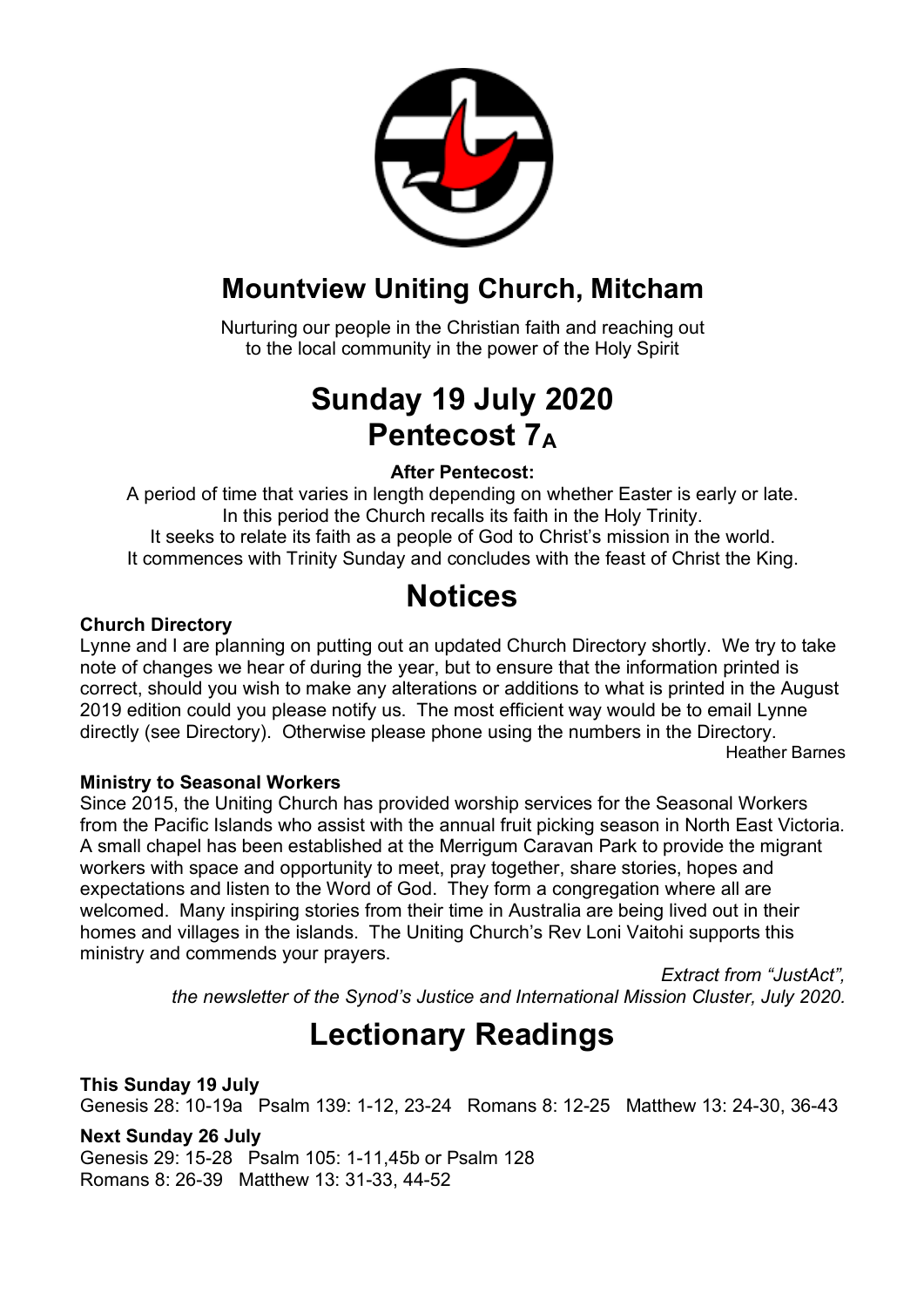# Mountview Uniting Church, Mitcham

Nurturing our people in the Christian faith and reaching out to the local community in the power of the Holy Spirit

# Sunday 19 July 2020
# Pentecost $7_A$

**After Pentecost:**

A period of time that varies in length depending on whether Easter is early or late. In this period the Church recalls its faith in the Holy Trinity. It seeks to relate its faith as a people of God to Christ's mission in the world. It commences with Trinity Sunday and concludes with the feast of Christ the King.

# Notices

**Church Directory**

Lynne and I are planning on putting out an updated Church Directory shortly. We try to take note of changes we hear of during the year, but to ensure that the information printed is correct, should you wish to make any alterations or additions to what is printed in the August 2019 edition could you please notify us. The most efficient way would be to email Lynne directly (see Directory). Otherwise please phone using the numbers in the Directory.

Heather Barnes

**Ministry to Seasonal Workers**

Since 2015, the Uniting Church has provided worship services for the Seasonal Workers from the Pacific Islands who assist with the annual fruit picking season in North East Victoria. A small chapel has been established at the Merrigum Caravan Park to provide the migrant workers with space and opportunity to meet, pray together, share stories, hopes and expectations and listen to the Word of God. They form a congregation where all are welcomed. Many inspiring stories from their time in Australia are being lived out in their homes and villages in the islands. The Uniting Church's Rev Loni Vaitohi supports this ministry and commends your prayers.

*Extract from "JustAct", the newsletter of the Synod's Justice and International Mission Cluster, July 2020.*

# Lectionary Readings

**This Sunday 19 July**

Genesis 28: 10-19a Psalm 139: 1-12, 23-24 Romans 8: 12-25 Matthew 13: 24-30, 36-43

**Next Sunday 26 July**

Genesis 29: 15-28 Psalm 105: 1-11,45b or Psalm 128
Romans 8: 26-39 Matthew 13: 31-33, 44-52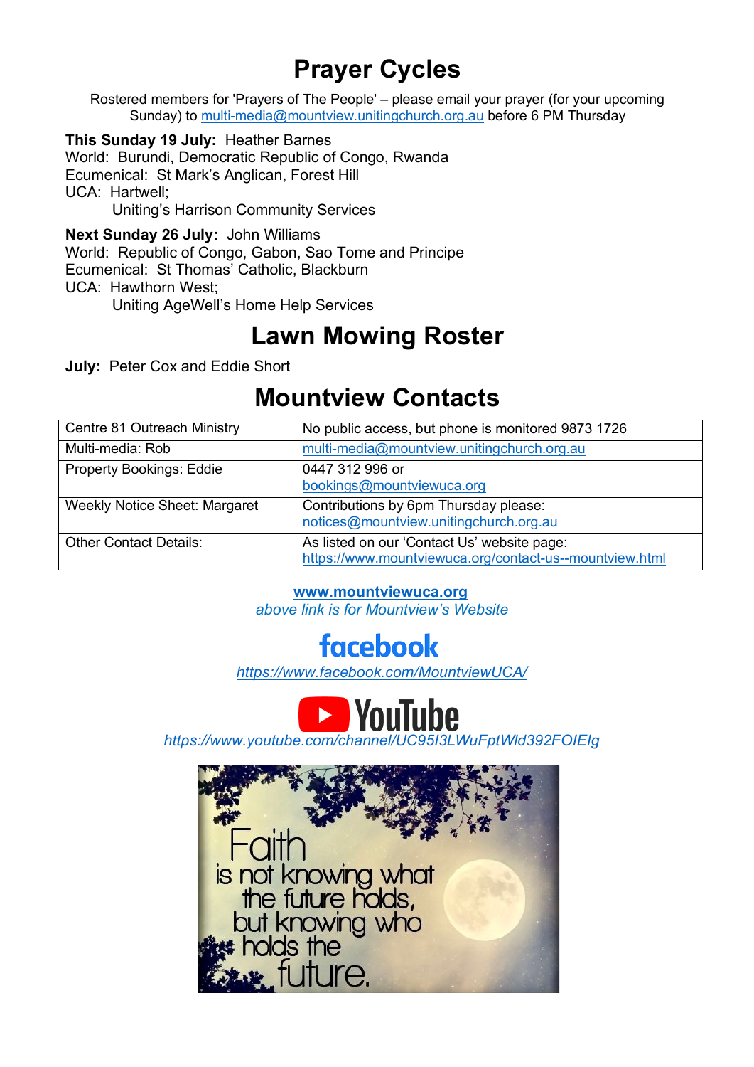# Prayer Cycles

Rostered members for 'Prayers of The People' – please email your prayer (for your upcoming Sunday) to multi-media@mountview.unitingchurch.org.au before 6 PM Thursday

**This Sunday 19 July:** Heather Barnes
World: Burundi, Democratic Republic of Congo, Rwanda
Ecumenical: St Mark's Anglican, Forest Hill
UCA: Hartwell;
Uniting's Harrison Community Services

**Next Sunday 26 July:** John Williams
World: Republic of Congo, Gabon, Sao Tome and Principe
Ecumenical: St Thomas' Catholic, Blackburn
UCA: Hawthorn West;
Uniting AgeWell's Home Help Services

# Lawn Mowing Roster

**July:** Peter Cox and Eddie Short

# Mountview Contacts

| | |
|---|---|
| Centre 81 Outreach Ministry | No public access, but phone is monitored 9873 1726 |
| Multi-media: Rob | multi-media@mountview.unitingchurch.org.au |
| Property Bookings: Eddie | 0447 312 996 or bookings@mountviewuca.org |
| Weekly Notice Sheet: Margaret | Contributions by 6pm Thursday please: notices@mountview.unitingchurch.org.au |
| Other Contact Details: | As listed on our 'Contact Us' website page: https://www.mountviewuca.org/contact-us--mountview.html |

**www.mountviewuca.org**
*above link is for Mountview's Website*

facebook
*https://www.facebook.com/MountviewUCA/*

YouTube
*https://www.youtube.com/channel/UC95I3LWuFptWld392FOIEIg*

Faith is not knowing what the future holds, but knowing who holds the future.